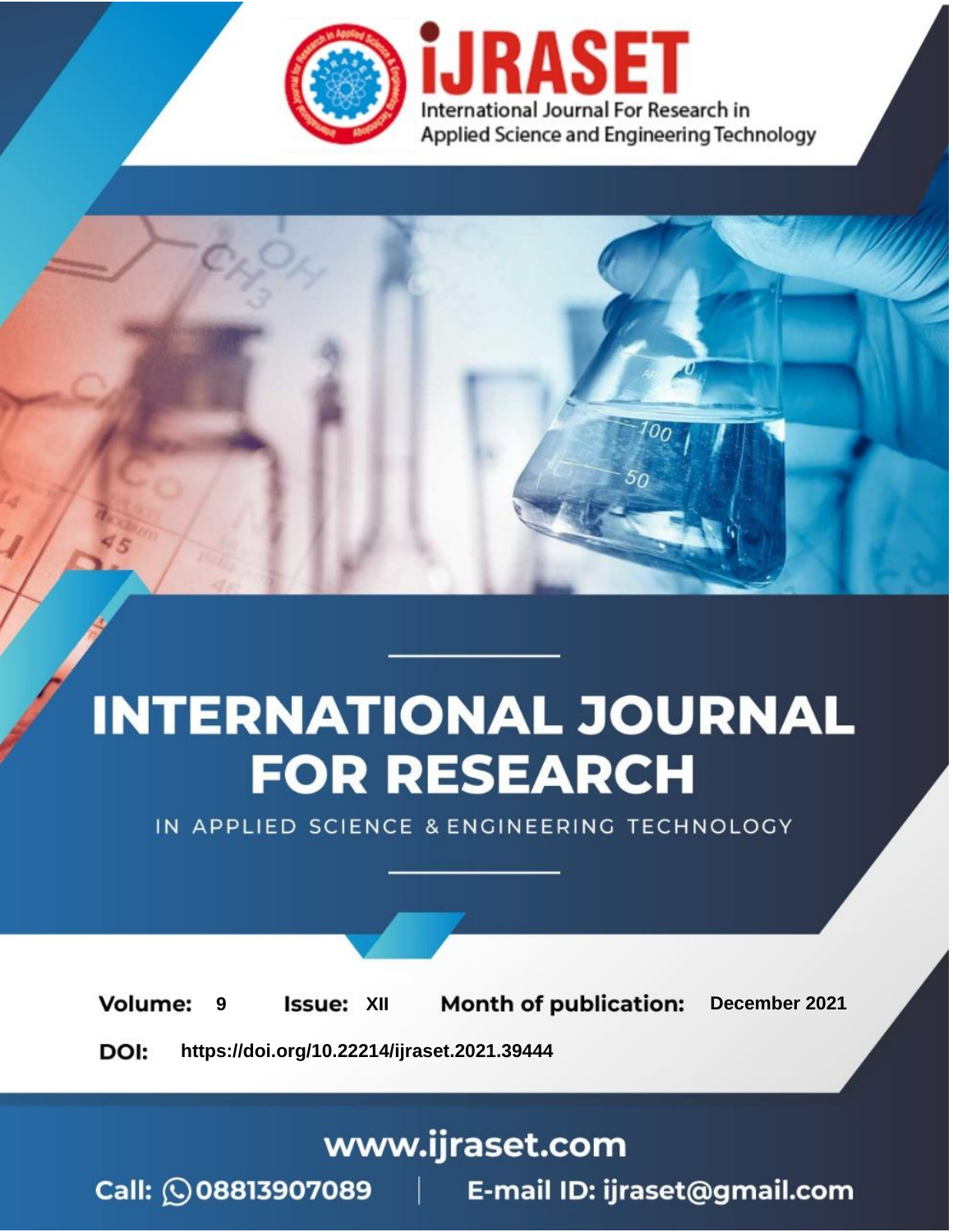# INTERNATIONAL JOURNAL FOR RESEARCH

IN APPLIED SCIENCE & ENGINEERING TECHNOLOGY

**Volume:** 9 **Issue:** XII **Month of publication:** December 2021

**DOI:** https://doi.org/10.22214/ijraset.2021.39444

www.ijraset.com

Call: 08813907089 | E-mail ID: ijraset@gmail.com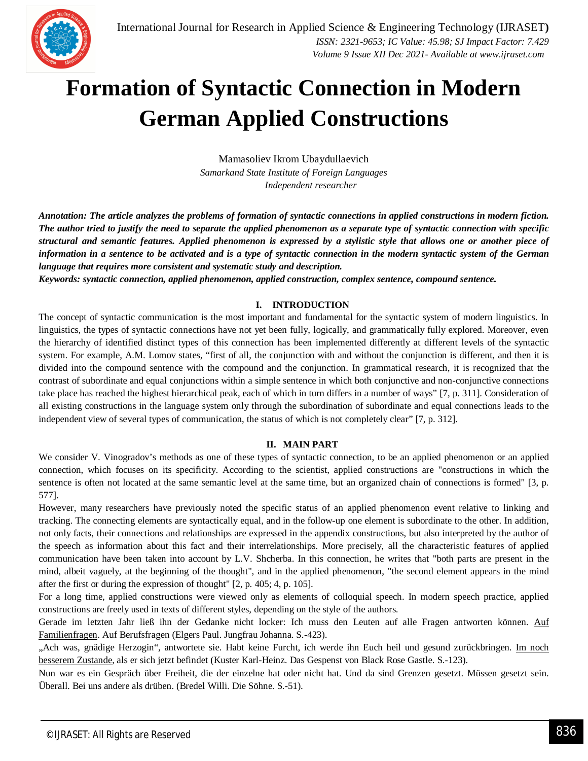# Formation of Syntactic Connection in Modern German Applied Constructions

Mamasoliev Ikrom Ubaydullaevich

*Samarkand State Institute of Foreign Languages*

*Independent researcher*

***Annotation: The article analyzes the problems of formation of syntactic connections in applied constructions in modern fiction. The author tried to justify the need to separate the applied phenomenon as a separate type of syntactic connection with specific structural and semantic features. Applied phenomenon is expressed by a stylistic style that allows one or another piece of information in a sentence to be activated and is a type of syntactic connection in the modern syntactic system of the German language that requires more consistent and systematic study and description.***

***Keywords: syntactic connection, applied phenomenon, applied construction, complex sentence, compound sentence.***

## I. INTRODUCTION

The concept of syntactic communication is the most important and fundamental for the syntactic system of modern linguistics. In linguistics, the types of syntactic connections have not yet been fully, logically, and grammatically fully explored. Moreover, even the hierarchy of identified distinct types of this connection has been implemented differently at different levels of the syntactic system. For example, A.M. Lomov states, "first of all, the conjunction with and without the conjunction is different, and then it is divided into the compound sentence with the compound and the conjunction. In grammatical research, it is recognized that the contrast of subordinate and equal conjunctions within a simple sentence in which both conjunctive and non-conjunctive connections take place has reached the highest hierarchical peak, each of which in turn differs in a number of ways" [7, p. 311]. Consideration of all existing constructions in the language system only through the subordination of subordinate and equal connections leads to the independent view of several types of communication, the status of which is not completely clear" [7, p. 312].

## II. MAIN PART

We consider V. Vinogradov's methods as one of these types of syntactic connection, to be an applied phenomenon or an applied connection, which focuses on its specificity. According to the scientist, applied constructions are "constructions in which the sentence is often not located at the same semantic level at the same time, but an organized chain of connections is formed" [3, p. 577].

However, many researchers have previously noted the specific status of an applied phenomenon event relative to linking and tracking. The connecting elements are syntactically equal, and in the follow-up one element is subordinate to the other. In addition, not only facts, their connections and relationships are expressed in the appendix constructions, but also interpreted by the author of the speech as information about this fact and their interrelationships. More precisely, all the characteristic features of applied communication have been taken into account by L.V. Shcherba. In this connection, he writes that "both parts are present in the mind, albeit vaguely, at the beginning of the thought", and in the applied phenomenon, "the second element appears in the mind after the first or during the expression of thought" [2, p. 405; 4, p. 105].

For a long time, applied constructions were viewed only as elements of colloquial speech. In modern speech practice, applied constructions are freely used in texts of different styles, depending on the style of the authors.

Gerade im letzten Jahr ließ ihn der Gedanke nicht locker: Ich muss den Leuten auf alle Fragen antworten können. <u>Auf Familienfragen</u>. Auf Berufsfragen (Elgers Paul. Jungfrau Johanna. S.-423).

„Ach was, gnädige Herzogin", antwortete sie. Habt keine Furcht, ich werde ihn Euch heil und gesund zurückbringen. <u>Im noch besserem Zustande</u>, als er sich jetzt befindet (Kuster Karl-Heinz. Das Gespenst von Black Rose Gastle. S.-123).

Nun war es ein Gespräch über Freiheit, die der einzelne hat oder nicht hat. Und da sind Grenzen gesetzt. Müssen gesetzt sein. Überall. Bei uns andere als drüben. (Bredel Willi. Die Söhne. S.-51).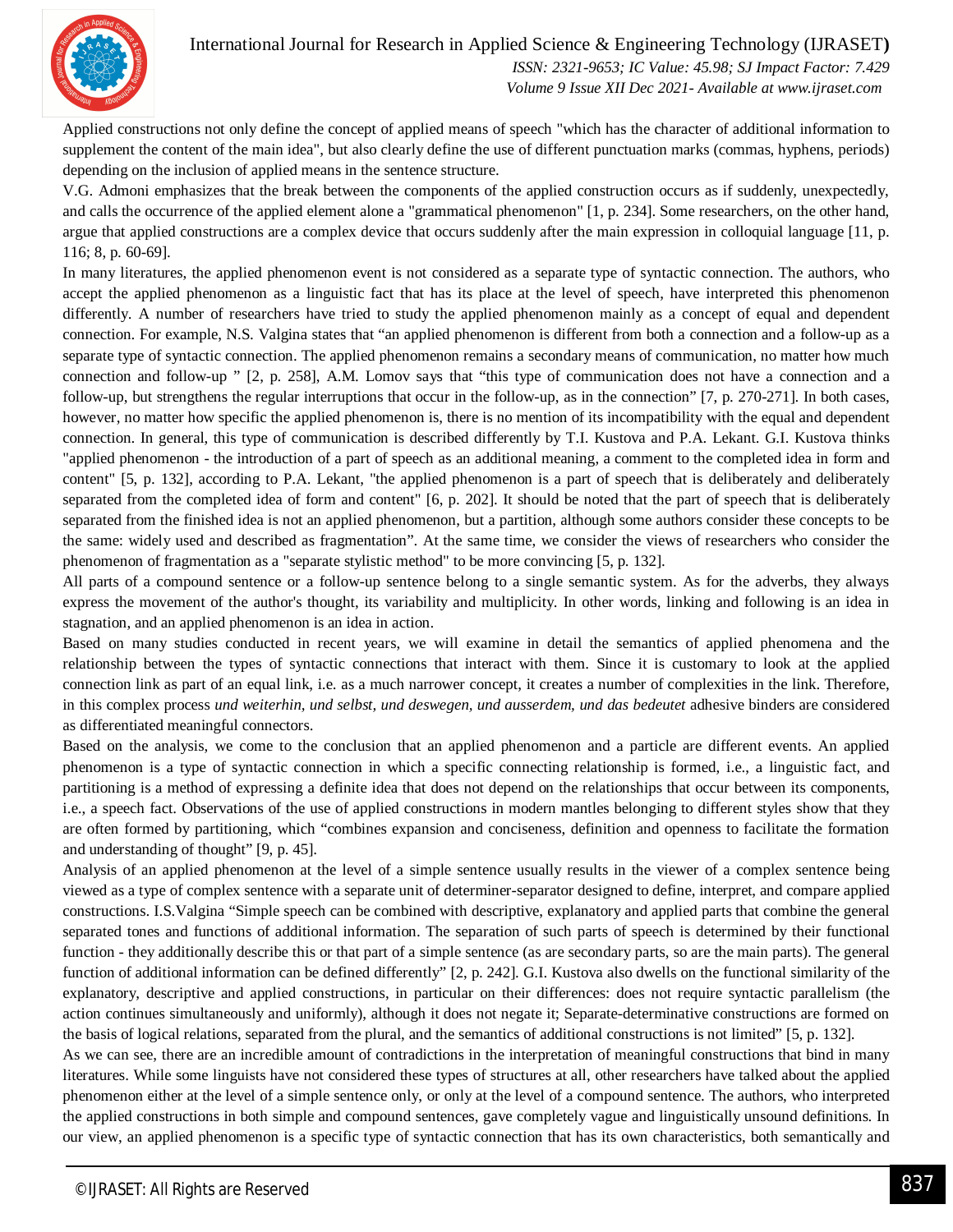Applied constructions not only define the concept of applied means of speech "which has the character of additional information to supplement the content of the main idea", but also clearly define the use of different punctuation marks (commas, hyphens, periods) depending on the inclusion of applied means in the sentence structure.

V.G. Admoni emphasizes that the break between the components of the applied construction occurs as if suddenly, unexpectedly, and calls the occurrence of the applied element alone a "grammatical phenomenon" [1, p. 234]. Some researchers, on the other hand, argue that applied constructions are a complex device that occurs suddenly after the main expression in colloquial language [11, p. 116; 8, p. 60-69].

In many literatures, the applied phenomenon event is not considered as a separate type of syntactic connection. The authors, who accept the applied phenomenon as a linguistic fact that has its place at the level of speech, have interpreted this phenomenon differently. A number of researchers have tried to study the applied phenomenon mainly as a concept of equal and dependent connection. For example, N.S. Valgina states that "an applied phenomenon is different from both a connection and a follow-up as a separate type of syntactic connection. The applied phenomenon remains a secondary means of communication, no matter how much connection and follow-up " [2, p. 258], A.M. Lomov says that "this type of communication does not have a connection and a follow-up, but strengthens the regular interruptions that occur in the follow-up, as in the connection" [7, p. 270-271]. In both cases, however, no matter how specific the applied phenomenon is, there is no mention of its incompatibility with the equal and dependent connection. In general, this type of communication is described differently by T.I. Kustova and P.A. Lekant. G.I. Kustova thinks "applied phenomenon - the introduction of a part of speech as an additional meaning, a comment to the completed idea in form and content" [5, p. 132], according to P.A. Lekant, "the applied phenomenon is a part of speech that is deliberately and deliberately separated from the completed idea of form and content" [6, p. 202]. It should be noted that the part of speech that is deliberately separated from the finished idea is not an applied phenomenon, but a partition, although some authors consider these concepts to be the same: widely used and described as fragmentation". At the same time, we consider the views of researchers who consider the phenomenon of fragmentation as a "separate stylistic method" to be more convincing [5, p. 132].

All parts of a compound sentence or a follow-up sentence belong to a single semantic system. As for the adverbs, they always express the movement of the author's thought, its variability and multiplicity. In other words, linking and following is an idea in stagnation, and an applied phenomenon is an idea in action.

Based on many studies conducted in recent years, we will examine in detail the semantics of applied phenomena and the relationship between the types of syntactic connections that interact with them. Since it is customary to look at the applied connection link as part of an equal link, i.e. as a much narrower concept, it creates a number of complexities in the link. Therefore, in this complex process *und weiterhin, und selbst, und deswegen, und ausserdem, und das bedeutet* adhesive binders are considered as differentiated meaningful connectors.

Based on the analysis, we come to the conclusion that an applied phenomenon and a particle are different events. An applied phenomenon is a type of syntactic connection in which a specific connecting relationship is formed, i.e., a linguistic fact, and partitioning is a method of expressing a definite idea that does not depend on the relationships that occur between its components, i.e., a speech fact. Observations of the use of applied constructions in modern mantles belonging to different styles show that they are often formed by partitioning, which "combines expansion and conciseness, definition and openness to facilitate the formation and understanding of thought" [9, p. 45].

Analysis of an applied phenomenon at the level of a simple sentence usually results in the viewer of a complex sentence being viewed as a type of complex sentence with a separate unit of determiner-separator designed to define, interpret, and compare applied constructions. I.S.Valgina "Simple speech can be combined with descriptive, explanatory and applied parts that combine the general separated tones and functions of additional information. The separation of such parts of speech is determined by their functional function - they additionally describe this or that part of a simple sentence (as are secondary parts, so are the main parts). The general function of additional information can be defined differently" [2, p. 242]. G.I. Kustova also dwells on the functional similarity of the explanatory, descriptive and applied constructions, in particular on their differences: does not require syntactic parallelism (the action continues simultaneously and uniformly), although it does not negate it; Separate-determinative constructions are formed on the basis of logical relations, separated from the plural, and the semantics of additional constructions is not limited" [5, p. 132].

As we can see, there are an incredible amount of contradictions in the interpretation of meaningful constructions that bind in many literatures. While some linguists have not considered these types of structures at all, other researchers have talked about the applied phenomenon either at the level of a simple sentence only, or only at the level of a compound sentence. The authors, who interpreted the applied constructions in both simple and compound sentences, gave completely vague and linguistically unsound definitions. In our view, an applied phenomenon is a specific type of syntactic connection that has its own characteristics, both semantically and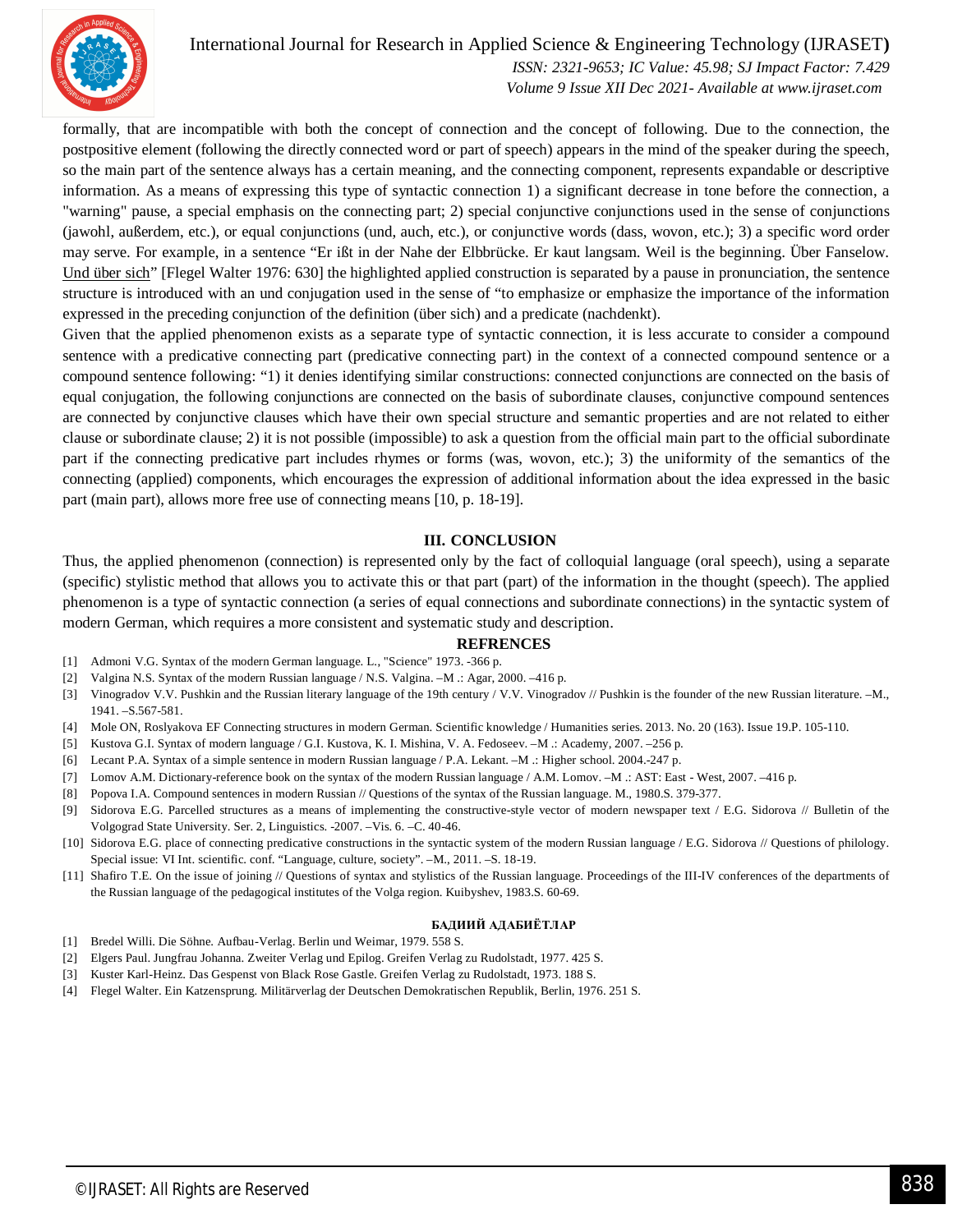formally, that are incompatible with both the concept of connection and the concept of following. Due to the connection, the postpositive element (following the directly connected word or part of speech) appears in the mind of the speaker during the speech, so the main part of the sentence always has a certain meaning, and the connecting component, represents expandable or descriptive information. As a means of expressing this type of syntactic connection 1) a significant decrease in tone before the connection, a "warning" pause, a special emphasis on the connecting part; 2) special conjunctive conjunctions used in the sense of conjunctions (jawohl, außerdem, etc.), or equal conjunctions (und, auch, etc.), or conjunctive words (dass, wovon, etc.); 3) a specific word order may serve. For example, in a sentence "Er ißt in der Nahe der Elbbrücke. Er kaut langsam. Weil is the beginning. Über Fanselow. Und über sich" [Flegel Walter 1976: 630] the highlighted applied construction is separated by a pause in pronunciation, the sentence structure is introduced with an und conjugation used in the sense of "to emphasize or emphasize the importance of the information expressed in the preceding conjunction of the definition (über sich) and a predicate (nachdenkt).

Given that the applied phenomenon exists as a separate type of syntactic connection, it is less accurate to consider a compound sentence with a predicative connecting part (predicative connecting part) in the context of a connected compound sentence or a compound sentence following: "1) it denies identifying similar constructions: connected conjunctions are connected on the basis of equal conjugation, the following conjunctions are connected on the basis of subordinate clauses, conjunctive compound sentences are connected by conjunctive clauses which have their own special structure and semantic properties and are not related to either clause or subordinate clause; 2) it is not possible (impossible) to ask a question from the official main part to the official subordinate part if the connecting predicative part includes rhymes or forms (was, wovon, etc.); 3) the uniformity of the semantics of the connecting (applied) components, which encourages the expression of additional information about the idea expressed in the basic part (main part), allows more free use of connecting means [10, p. 18-19].

## III. CONCLUSION

Thus, the applied phenomenon (connection) is represented only by the fact of colloquial language (oral speech), using a separate (specific) stylistic method that allows you to activate this or that part (part) of the information in the thought (speech). The applied phenomenon is a type of syntactic connection (a series of equal connections and subordinate connections) in the syntactic system of modern German, which requires a more consistent and systematic study and description.

## REFRENCES

[1] Admoni V.G. Syntax of the modern German language. L., "Science" 1973. -366 p.
[2] Valgina N.S. Syntax of the modern Russian language / N.S. Valgina. –M .: Agar, 2000. –416 p.
[3] Vinogradov V.V. Pushkin and the Russian literary language of the 19th century / V.V. Vinogradov // Pushkin is the founder of the new Russian literature. –M., 1941. –S.567-581.
[4] Mole ON, Roslyakova EF Connecting structures in modern German. Scientific knowledge / Humanities series. 2013. No. 20 (163). Issue 19.P. 105-110.
[5] Kustova G.I. Syntax of modern language / G.I. Kustova, K. I. Mishina, V. A. Fedoseev. –M .: Academy, 2007. –256 p.
[6] Lecant P.A. Syntax of a simple sentence in modern Russian language / P.A. Lekant. –M .: Higher school. 2004.-247 p.
[7] Lomov A.M. Dictionary-reference book on the syntax of the modern Russian language / A.M. Lomov. –M .: AST: East - West, 2007. –416 p.
[8] Popova I.A. Compound sentences in modern Russian // Questions of the syntax of the Russian language. M., 1980.S. 379-377.
[9] Sidorova E.G. Parcelled structures as a means of implementing the constructive-style vector of modern newspaper text / E.G. Sidorova // Bulletin of the Volgograd State University. Ser. 2, Linguistics. -2007. –Vis. 6. –C. 40-46.
[10] Sidorova E.G. place of connecting predicative constructions in the syntactic system of the modern Russian language / E.G. Sidorova // Questions of philology. Special issue: VI Int. scientific. conf. "Language, culture, society". –M., 2011. –S. 18-19.
[11] Shafiro T.E. On the issue of joining // Questions of syntax and stylistics of the Russian language. Proceedings of the III-IV conferences of the departments of the Russian language of the pedagogical institutes of the Volga region. Kuibyshev, 1983.S. 60-69.

### БАДИИЙ АДАБИЁТЛАР

[1] Bredel Willi. Die Söhne. Aufbau-Verlag. Berlin und Weimar, 1979. 558 S.
[2] Elgers Paul. Jungfrau Johanna. Zweiter Verlag und Epilog. Greifen Verlag zu Rudolstadt, 1977. 425 S.
[3] Kuster Karl-Heinz. Das Gespenst von Black Rose Gastle. Greifen Verlag zu Rudolstadt, 1973. 188 S.
[4] Flegel Walter. Ein Katzensprung. Militärverlag der Deutschen Demokratischen Republik, Berlin, 1976. 251 S.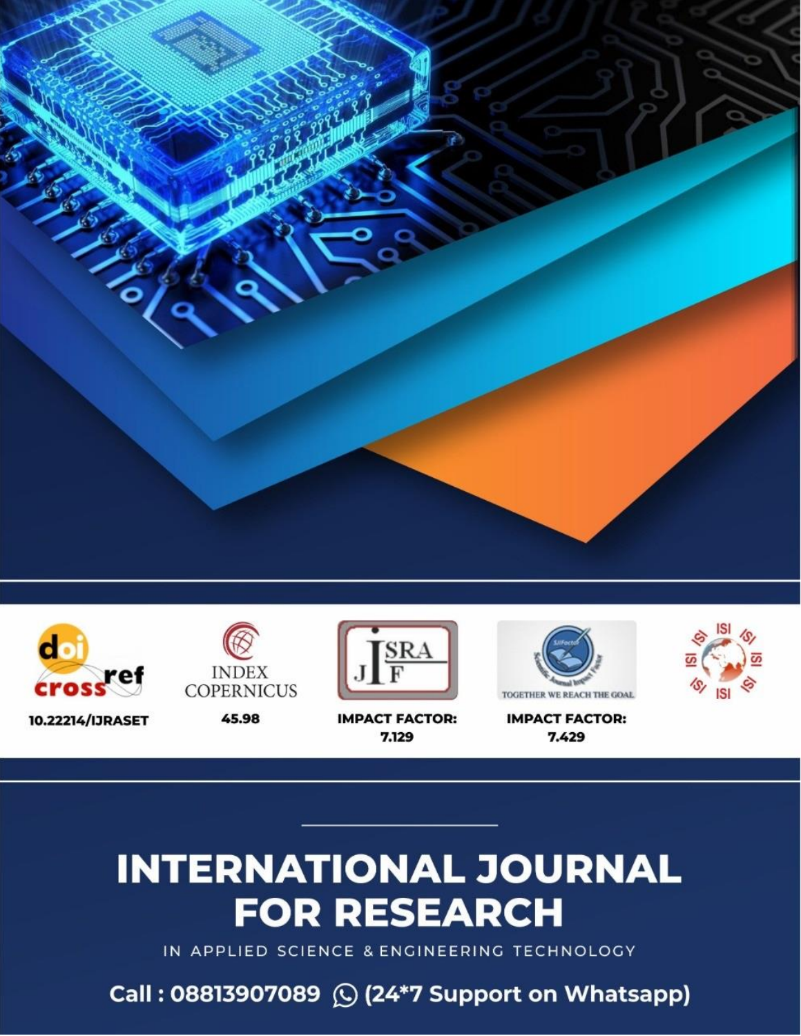10.22214/IJRASET

45.98

IMPACT FACTOR: 7.129

IMPACT FACTOR: 7.429

# INTERNATIONAL JOURNAL FOR RESEARCH

IN APPLIED SCIENCE & ENGINEERING TECHNOLOGY

Call : 08813907089 (24*7 Support on Whatsapp)